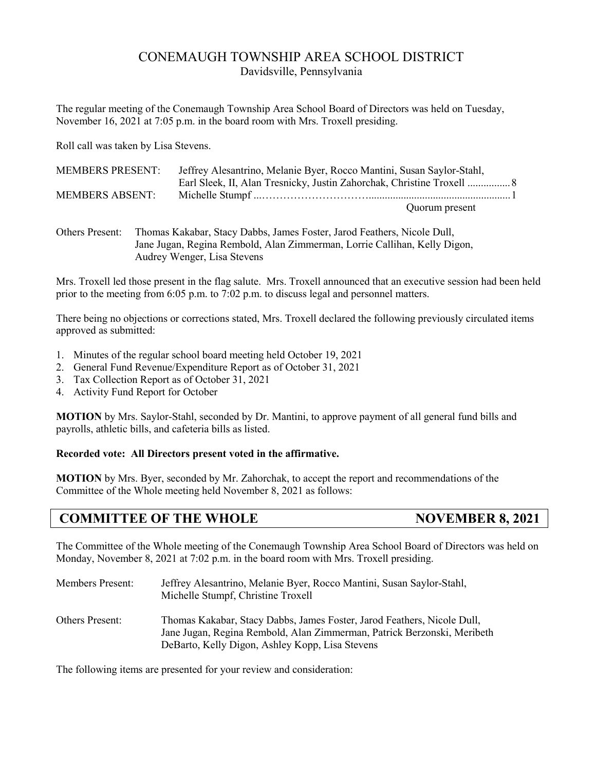# CONEMAUGH TOWNSHIP AREA SCHOOL DISTRICT

Davidsville, Pennsylvania

The regular meeting of the Conemaugh Township Area School Board of Directors was held on Tuesday, November 16, 2021 at 7:05 p.m. in the board room with Mrs. Troxell presiding.

Roll call was taken by Lisa Stevens.

| | | |
|---|---|---|
| MEMBERS PRESENT: | Jeffrey Alesantrino, Melanie Byer, Rocco Mantini, Susan Saylor-Stahl, Earl Sleek, II, Alan Tresnicky, Justin Zahorchak, Christine Troxell | 8 |
| MEMBERS ABSENT: | Michelle Stumpf | 1 |
| | Quorum present | |

Others Present: Thomas Kakabar, Stacy Dabbs, James Foster, Jarod Feathers, Nicole Dull, Jane Jugan, Regina Rembold, Alan Zimmerman, Lorrie Callihan, Kelly Digon, Audrey Wenger, Lisa Stevens

Mrs. Troxell led those present in the flag salute. Mrs. Troxell announced that an executive session had been held prior to the meeting from 6:05 p.m. to 7:02 p.m. to discuss legal and personnel matters.

There being no objections or corrections stated, Mrs. Troxell declared the following previously circulated items approved as submitted:

1. Minutes of the regular school board meeting held October 19, 2021
2. General Fund Revenue/Expenditure Report as of October 31, 2021
3. Tax Collection Report as of October 31, 2021
4. Activity Fund Report for October

**MOTION** by Mrs. Saylor-Stahl, seconded by Dr. Mantini, to approve payment of all general fund bills and payrolls, athletic bills, and cafeteria bills as listed.

**Recorded vote: All Directors present voted in the affirmative.**

**MOTION** by Mrs. Byer, seconded by Mr. Zahorchak, to accept the report and recommendations of the Committee of the Whole meeting held November 8, 2021 as follows:

## COMMITTEE OF THE WHOLE — NOVEMBER 8, 2021

The Committee of the Whole meeting of the Conemaugh Township Area School Board of Directors was held on Monday, November 8, 2021 at 7:02 p.m. in the board room with Mrs. Troxell presiding.

Members Present: Jeffrey Alesantrino, Melanie Byer, Rocco Mantini, Susan Saylor-Stahl, Michelle Stumpf, Christine Troxell

Others Present: Thomas Kakabar, Stacy Dabbs, James Foster, Jarod Feathers, Nicole Dull, Jane Jugan, Regina Rembold, Alan Zimmerman, Patrick Berzonski, Meribeth DeBarto, Kelly Digon, Ashley Kopp, Lisa Stevens

The following items are presented for your review and consideration: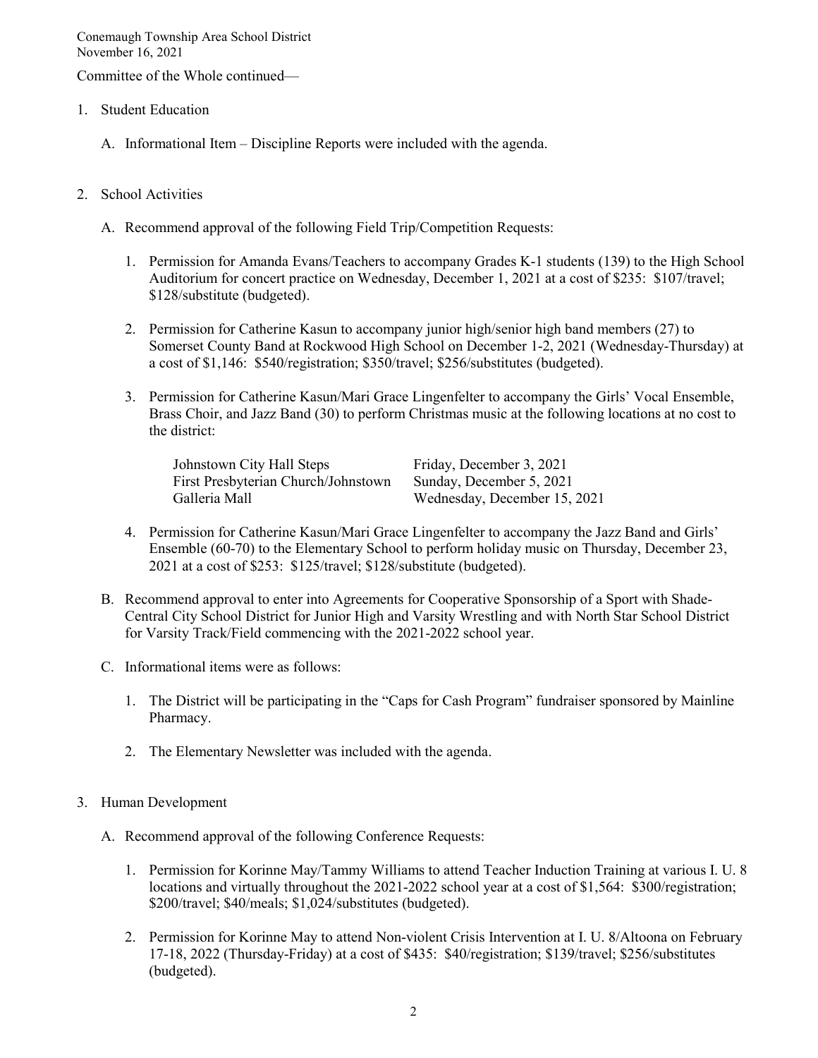Committee of the Whole continued—

1. Student Education

   A. Informational Item – Discipline Reports were included with the agenda.

2. School Activities

   A. Recommend approval of the following Field Trip/Competition Requests:

      1. Permission for Amanda Evans/Teachers to accompany Grades K-1 students (139) to the High School Auditorium for concert practice on Wednesday, December 1, 2021 at a cost of $235: $107/travel; $128/substitute (budgeted).

      2. Permission for Catherine Kasun to accompany junior high/senior high band members (27) to Somerset County Band at Rockwood High School on December 1-2, 2021 (Wednesday-Thursday) at a cost of $1,146: $540/registration; $350/travel; $256/substitutes (budgeted).

      3. Permission for Catherine Kasun/Mari Grace Lingenfelter to accompany the Girls' Vocal Ensemble, Brass Choir, and Jazz Band (30) to perform Christmas music at the following locations at no cost to the district:

         | | |
         |---|---|
         | Johnstown City Hall Steps | Friday, December 3, 2021 |
         | First Presbyterian Church/Johnstown | Sunday, December 5, 2021 |
         | Galleria Mall | Wednesday, December 15, 2021 |

      4. Permission for Catherine Kasun/Mari Grace Lingenfelter to accompany the Jazz Band and Girls' Ensemble (60-70) to the Elementary School to perform holiday music on Thursday, December 23, 2021 at a cost of $253: $125/travel; $128/substitute (budgeted).

   B. Recommend approval to enter into Agreements for Cooperative Sponsorship of a Sport with Shade-Central City School District for Junior High and Varsity Wrestling and with North Star School District for Varsity Track/Field commencing with the 2021-2022 school year.

   C. Informational items were as follows:

      1. The District will be participating in the "Caps for Cash Program" fundraiser sponsored by Mainline Pharmacy.

      2. The Elementary Newsletter was included with the agenda.

3. Human Development

   A. Recommend approval of the following Conference Requests:

      1. Permission for Korinne May/Tammy Williams to attend Teacher Induction Training at various I. U. 8 locations and virtually throughout the 2021-2022 school year at a cost of $1,564: $300/registration; $200/travel; $40/meals; $1,024/substitutes (budgeted).

      2. Permission for Korinne May to attend Non-violent Crisis Intervention at I. U. 8/Altoona on February 17-18, 2022 (Thursday-Friday) at a cost of $435: $40/registration; $139/travel; $256/substitutes (budgeted).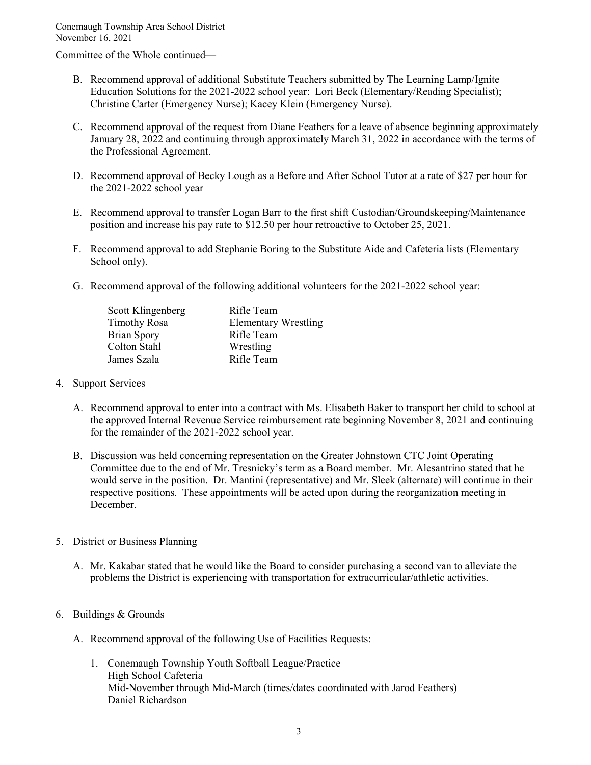Conemaugh Township Area School District
November 16, 2021

Committee of the Whole continued—

B. Recommend approval of additional Substitute Teachers submitted by The Learning Lamp/Ignite Education Solutions for the 2021-2022 school year: Lori Beck (Elementary/Reading Specialist); Christine Carter (Emergency Nurse); Kacey Klein (Emergency Nurse).

C. Recommend approval of the request from Diane Feathers for a leave of absence beginning approximately January 28, 2022 and continuing through approximately March 31, 2022 in accordance with the terms of the Professional Agreement.

D. Recommend approval of Becky Lough as a Before and After School Tutor at a rate of $27 per hour for the 2021-2022 school year

E. Recommend approval to transfer Logan Barr to the first shift Custodian/Groundskeeping/Maintenance position and increase his pay rate to $12.50 per hour retroactive to October 25, 2021.

F. Recommend approval to add Stephanie Boring to the Substitute Aide and Cafeteria lists (Elementary School only).

G. Recommend approval of the following additional volunteers for the 2021-2022 school year:

| | |
|---|---|
| Scott Klingenberg | Rifle Team |
| Timothy Rosa | Elementary Wrestling |
| Brian Spory | Rifle Team |
| Colton Stahl | Wrestling |
| James Szala | Rifle Team |

4. Support Services

   A. Recommend approval to enter into a contract with Ms. Elisabeth Baker to transport her child to school at the approved Internal Revenue Service reimbursement rate beginning November 8, 2021 and continuing for the remainder of the 2021-2022 school year.

   B. Discussion was held concerning representation on the Greater Johnstown CTC Joint Operating Committee due to the end of Mr. Tresnicky's term as a Board member. Mr. Alesantrino stated that he would serve in the position. Dr. Mantini (representative) and Mr. Sleek (alternate) will continue in their respective positions. These appointments will be acted upon during the reorganization meeting in December.

5. District or Business Planning

   A. Mr. Kakabar stated that he would like the Board to consider purchasing a second van to alleviate the problems the District is experiencing with transportation for extracurricular/athletic activities.

6. Buildings & Grounds

   A. Recommend approval of the following Use of Facilities Requests:

      1. Conemaugh Township Youth Softball League/Practice
         High School Cafeteria
         Mid-November through Mid-March (times/dates coordinated with Jarod Feathers)
         Daniel Richardson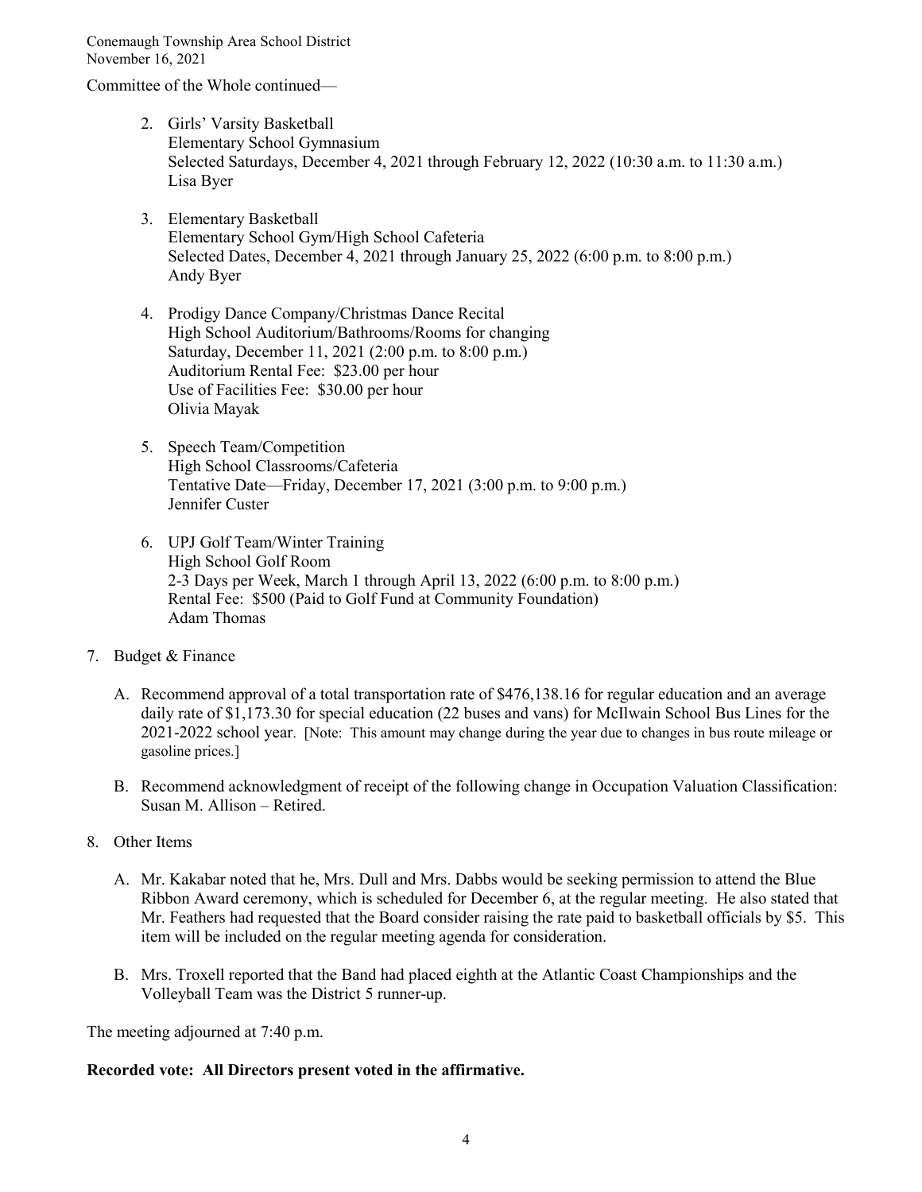Committee of the Whole continued—

2. Girls' Varsity Basketball
   Elementary School Gymnasium
   Selected Saturdays, December 4, 2021 through February 12, 2022 (10:30 a.m. to 11:30 a.m.)
   Lisa Byer

3. Elementary Basketball
   Elementary School Gym/High School Cafeteria
   Selected Dates, December 4, 2021 through January 25, 2022 (6:00 p.m. to 8:00 p.m.)
   Andy Byer

4. Prodigy Dance Company/Christmas Dance Recital
   High School Auditorium/Bathrooms/Rooms for changing
   Saturday, December 11, 2021 (2:00 p.m. to 8:00 p.m.)
   Auditorium Rental Fee: $23.00 per hour
   Use of Facilities Fee: $30.00 per hour
   Olivia Mayak

5. Speech Team/Competition
   High School Classrooms/Cafeteria
   Tentative Date—Friday, December 17, 2021 (3:00 p.m. to 9:00 p.m.)
   Jennifer Custer

6. UPJ Golf Team/Winter Training
   High School Golf Room
   2-3 Days per Week, March 1 through April 13, 2022 (6:00 p.m. to 8:00 p.m.)
   Rental Fee: $500 (Paid to Golf Fund at Community Foundation)
   Adam Thomas

7. Budget & Finance

   A. Recommend approval of a total transportation rate of $476,138.16 for regular education and an average daily rate of $1,173.30 for special education (22 buses and vans) for McIlwain School Bus Lines for the 2021-2022 school year. [Note: This amount may change during the year due to changes in bus route mileage or gasoline prices.]

   B. Recommend acknowledgment of receipt of the following change in Occupation Valuation Classification: Susan M. Allison – Retired.

8. Other Items

   A. Mr. Kakabar noted that he, Mrs. Dull and Mrs. Dabbs would be seeking permission to attend the Blue Ribbon Award ceremony, which is scheduled for December 6, at the regular meeting. He also stated that Mr. Feathers had requested that the Board consider raising the rate paid to basketball officials by $5. This item will be included on the regular meeting agenda for consideration.

   B. Mrs. Troxell reported that the Band had placed eighth at the Atlantic Coast Championships and the Volleyball Team was the District 5 runner-up.

The meeting adjourned at 7:40 p.m.

**Recorded vote: All Directors present voted in the affirmative.**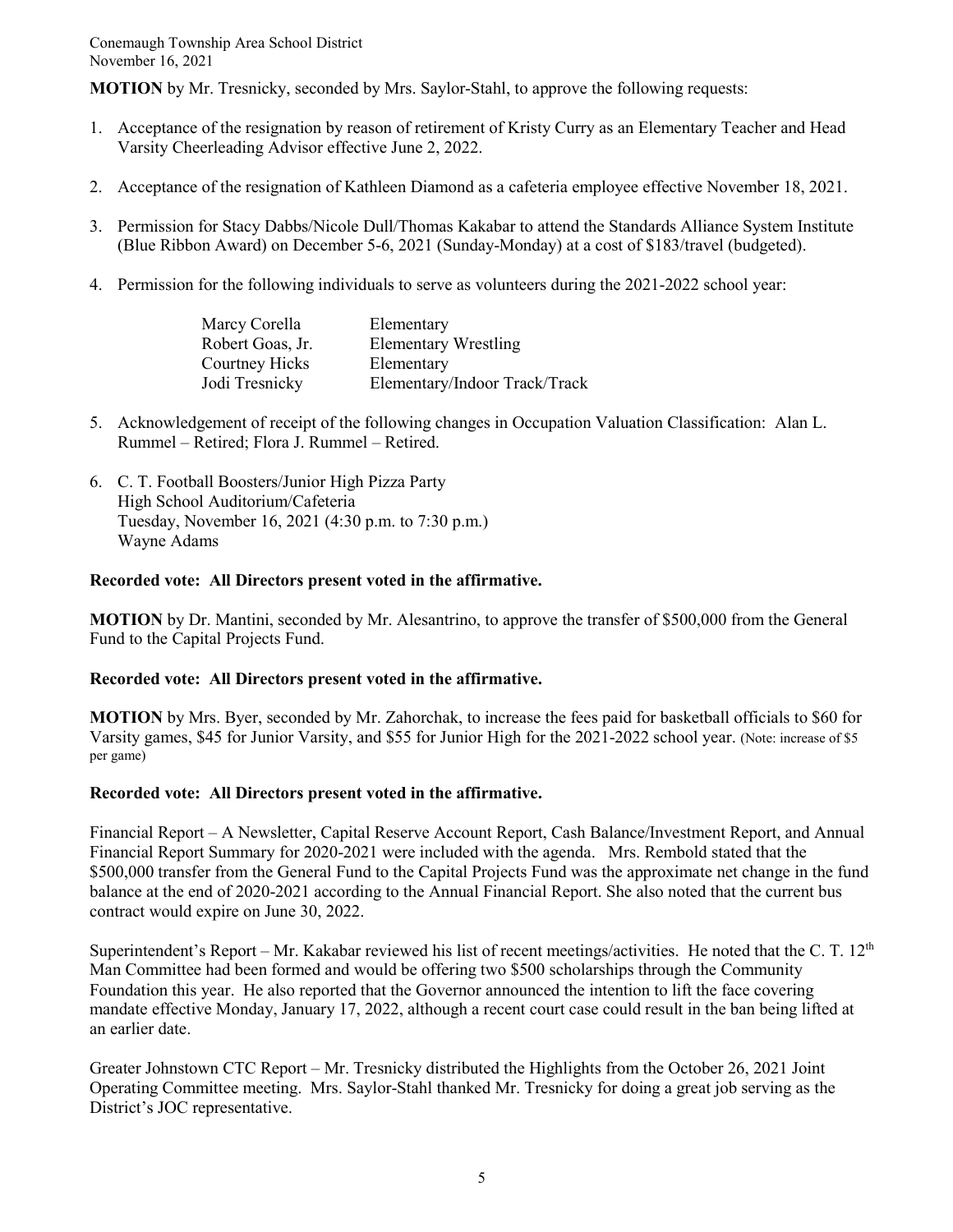**MOTION** by Mr. Tresnicky, seconded by Mrs. Saylor-Stahl, to approve the following requests:

1. Acceptance of the resignation by reason of retirement of Kristy Curry as an Elementary Teacher and Head Varsity Cheerleading Advisor effective June 2, 2022.

2. Acceptance of the resignation of Kathleen Diamond as a cafeteria employee effective November 18, 2021.

3. Permission for Stacy Dabbs/Nicole Dull/Thomas Kakabar to attend the Standards Alliance System Institute (Blue Ribbon Award) on December 5-6, 2021 (Sunday-Monday) at a cost of $183/travel (budgeted).

4. Permission for the following individuals to serve as volunteers during the 2021-2022 school year:

| | |
|---|---|
| Marcy Corella | Elementary |
| Robert Goas, Jr. | Elementary Wrestling |
| Courtney Hicks | Elementary |
| Jodi Tresnicky | Elementary/Indoor Track/Track |

5. Acknowledgement of receipt of the following changes in Occupation Valuation Classification: Alan L. Rummel – Retired; Flora J. Rummel – Retired.

6. C. T. Football Boosters/Junior High Pizza Party
   High School Auditorium/Cafeteria
   Tuesday, November 16, 2021 (4:30 p.m. to 7:30 p.m.)
   Wayne Adams

**Recorded vote: All Directors present voted in the affirmative.**

**MOTION** by Dr. Mantini, seconded by Mr. Alesantrino, to approve the transfer of $500,000 from the General Fund to the Capital Projects Fund.

**Recorded vote: All Directors present voted in the affirmative.**

**MOTION** by Mrs. Byer, seconded by Mr. Zahorchak, to increase the fees paid for basketball officials to $60 for Varsity games, $45 for Junior Varsity, and $55 for Junior High for the 2021-2022 school year. (Note: increase of $5 per game)

**Recorded vote: All Directors present voted in the affirmative.**

Financial Report – A Newsletter, Capital Reserve Account Report, Cash Balance/Investment Report, and Annual Financial Report Summary for 2020-2021 were included with the agenda. Mrs. Rembold stated that the $500,000 transfer from the General Fund to the Capital Projects Fund was the approximate net change in the fund balance at the end of 2020-2021 according to the Annual Financial Report. She also noted that the current bus contract would expire on June 30, 2022.

Superintendent's Report – Mr. Kakabar reviewed his list of recent meetings/activities. He noted that the C. T. 12th Man Committee had been formed and would be offering two $500 scholarships through the Community Foundation this year. He also reported that the Governor announced the intention to lift the face covering mandate effective Monday, January 17, 2022, although a recent court case could result in the ban being lifted at an earlier date.

Greater Johnstown CTC Report – Mr. Tresnicky distributed the Highlights from the October 26, 2021 Joint Operating Committee meeting. Mrs. Saylor-Stahl thanked Mr. Tresnicky for doing a great job serving as the District's JOC representative.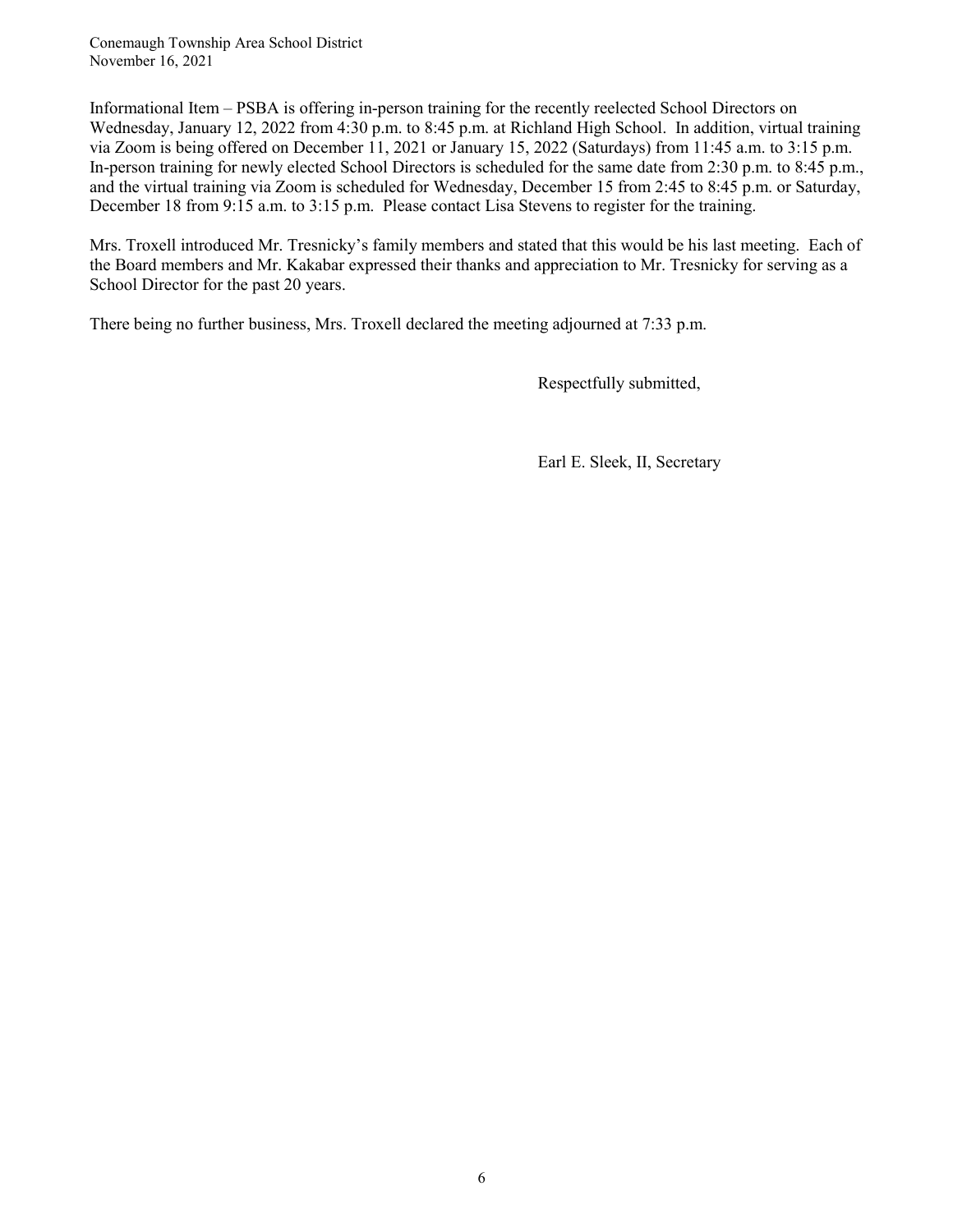Informational Item – PSBA is offering in-person training for the recently reelected School Directors on Wednesday, January 12, 2022 from 4:30 p.m. to 8:45 p.m. at Richland High School. In addition, virtual training via Zoom is being offered on December 11, 2021 or January 15, 2022 (Saturdays) from 11:45 a.m. to 3:15 p.m. In-person training for newly elected School Directors is scheduled for the same date from 2:30 p.m. to 8:45 p.m., and the virtual training via Zoom is scheduled for Wednesday, December 15 from 2:45 to 8:45 p.m. or Saturday, December 18 from 9:15 a.m. to 3:15 p.m. Please contact Lisa Stevens to register for the training.

Mrs. Troxell introduced Mr. Tresnicky's family members and stated that this would be his last meeting. Each of the Board members and Mr. Kakabar expressed their thanks and appreciation to Mr. Tresnicky for serving as a School Director for the past 20 years.

There being no further business, Mrs. Troxell declared the meeting adjourned at 7:33 p.m.

Respectfully submitted,

Earl E. Sleek, II, Secretary